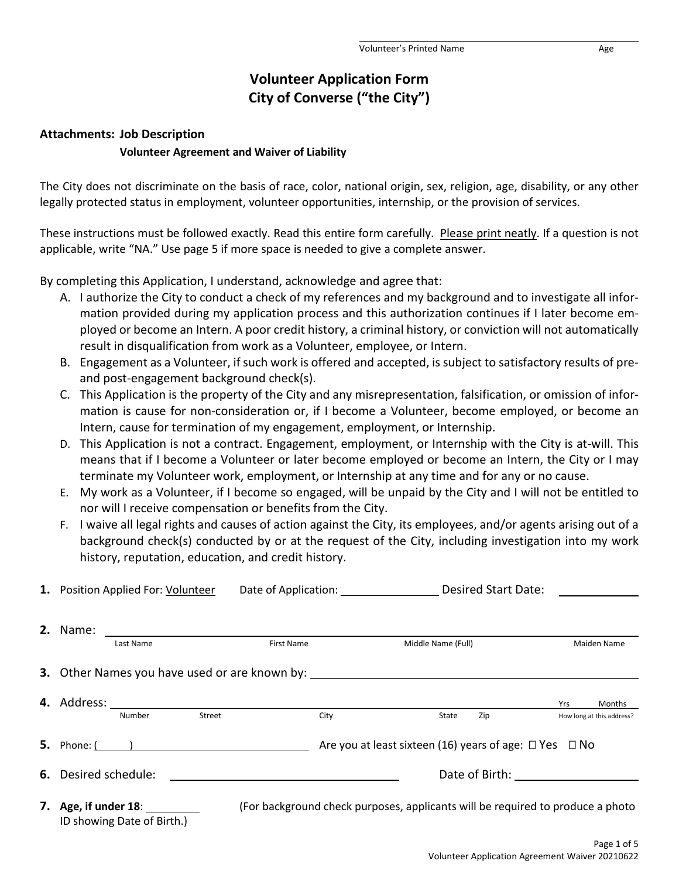Volunteer's Printed Name ______________________ Age ____

# Volunteer Application Form
# City of Converse ("the City")

**Attachments: Job Description**

**Volunteer Agreement and Waiver of Liability**

The City does not discriminate on the basis of race, color, national origin, sex, religion, age, disability, or any other legally protected status in employment, volunteer opportunities, internship, or the provision of services.

These instructions must be followed exactly. Read this entire form carefully. Please print neatly. If a question is not applicable, write "NA." Use page 5 if more space is needed to give a complete answer.

By completing this Application, I understand, acknowledge and agree that:

A. I authorize the City to conduct a check of my references and my background and to investigate all information provided during my application process and this authorization continues if I later become employed or become an Intern. A poor credit history, a criminal history, or conviction will not automatically result in disqualification from work as a Volunteer, employee, or Intern.

B. Engagement as a Volunteer, if such work is offered and accepted, is subject to satisfactory results of pre- and post-engagement background check(s).

C. This Application is the property of the City and any misrepresentation, falsification, or omission of information is cause for non-consideration or, if I become a Volunteer, become employed, or become an Intern, cause for termination of my engagement, employment, or Internship.

D. This Application is not a contract. Engagement, employment, or Internship with the City is at-will. This means that if I become a Volunteer or later become employed or become an Intern, the City or I may terminate my Volunteer work, employment, or Internship at any time and for any or no cause.

E. My work as a Volunteer, if I become so engaged, will be unpaid by the City and I will not be entitled to nor will I receive compensation or benefits from the City.

F. I waive all legal rights and causes of action against the City, its employees, and/or agents arising out of a background check(s) conducted by or at the request of the City, including investigation into my work history, reputation, education, and credit history.

**1.** Position Applied For: Volunteer Date of Application: ______________ Desired Start Date: ______________

**2.** Name: ________________________________________________________________

Last Name First Name Middle Name (Full) Maiden Name

**3.** Other Names you have used or are known by: ________________________________

**4.** Address: ________________________________________________________________ Yrs ____ Months ____

Number Street City State Zip How long at this address?

**5.** Phone: (     ) ______________________ Are you at least sixteen (16) years of age: ☐ Yes ☐ No

**6.** Desired schedule: ______________________ Date of Birth: ______________

**7.** **Age, if under 18**: ________ (For background check purposes, applicants will be required to produce a photo ID showing Date of Birth.)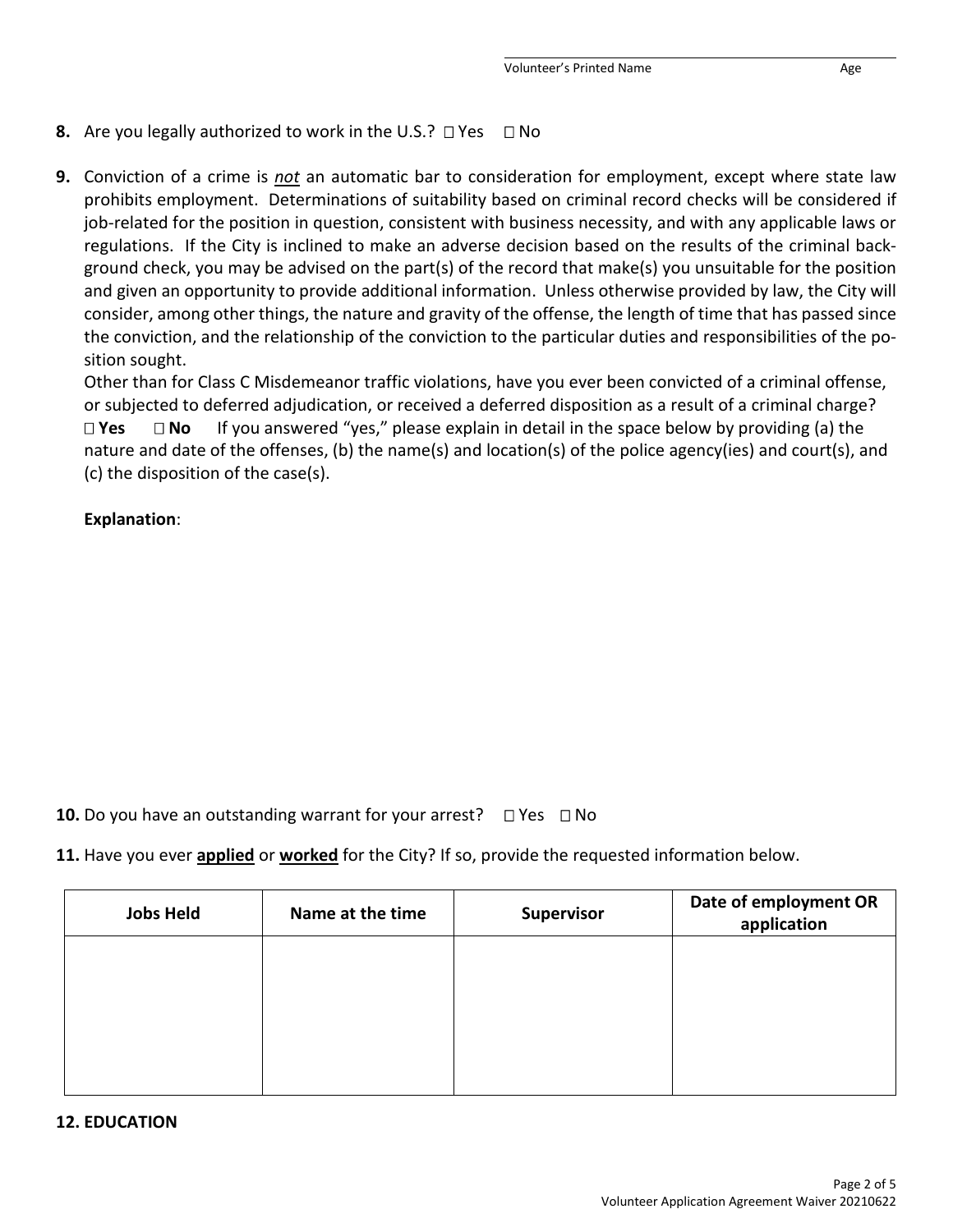Volunteer's Printed Name Age

**8.** Are you legally authorized to work in the U.S.? ☐ Yes ☐ No

**9.** Conviction of a crime is ***not*** an automatic bar to consideration for employment, except where state law prohibits employment. Determinations of suitability based on criminal record checks will be considered if job-related for the position in question, consistent with business necessity, and with any applicable laws or regulations. If the City is inclined to make an adverse decision based on the results of the criminal background check, you may be advised on the part(s) of the record that make(s) you unsuitable for the position and given an opportunity to provide additional information. Unless otherwise provided by law, the City will consider, among other things, the nature and gravity of the offense, the length of time that has passed since the conviction, and the relationship of the conviction to the particular duties and responsibilities of the position sought.

Other than for Class C Misdemeanor traffic violations, have you ever been convicted of a criminal offense, or subjected to deferred adjudication, or received a deferred disposition as a result of a criminal charge? ☐ **Yes** ☐ **No** If you answered "yes," please explain in detail in the space below by providing (a) the nature and date of the offenses, (b) the name(s) and location(s) of the police agency(ies) and court(s), and (c) the disposition of the case(s).

**Explanation**:

**10.** Do you have an outstanding warrant for your arrest? ☐ Yes ☐ No

**11.** Have you ever **applied** or **worked** for the City? If so, provide the requested information below.

| Jobs Held | Name at the time | Supervisor | Date of employment OR application |
|---|---|---|---|
| | | | |

**12. EDUCATION**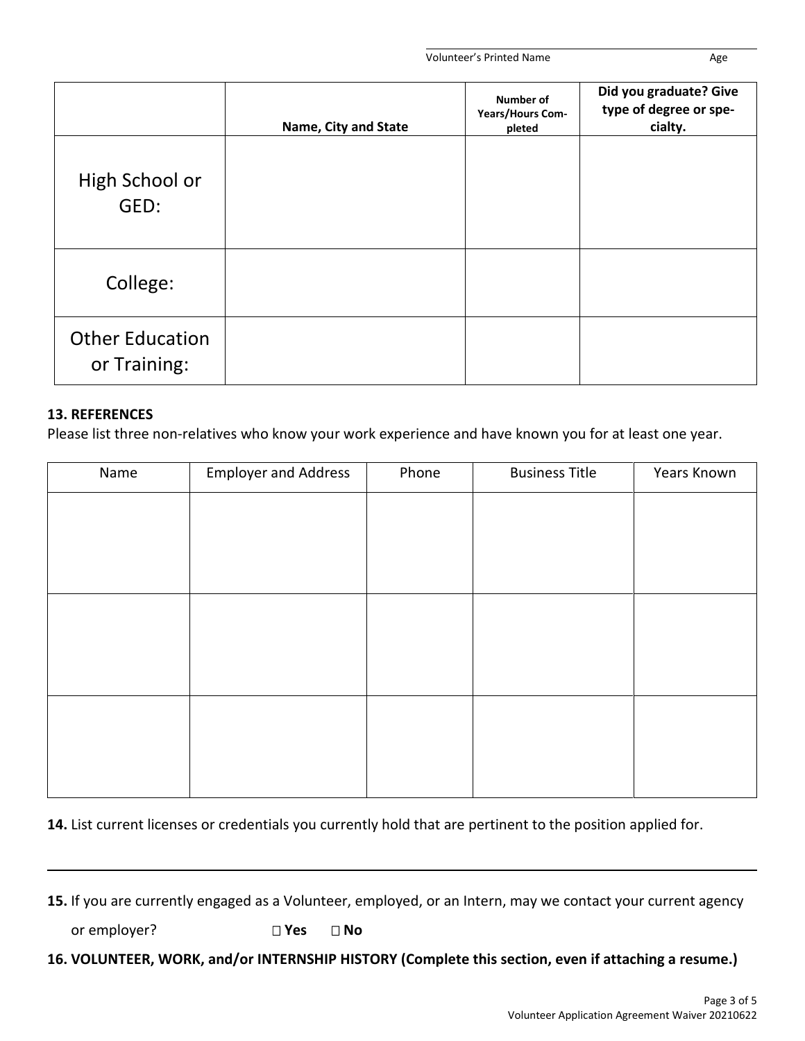Volunteer's Printed Name Age

| | Name, City and State | Number of Years/Hours Completed | Did you graduate? Give type of degree or specialty. |
|---|---|---|---|
| High School or GED: | | | |
| College: | | | |
| Other Education or Training: | | | |

**13. REFERENCES**

Please list three non-relatives who know your work experience and have known you for at least one year.

| Name | Employer and Address | Phone | Business Title | Years Known |
|---|---|---|---|---|
| | | | | |
| | | | | |
| | | | | |

**14.** List current licenses or credentials you currently hold that are pertinent to the position applied for.

---

**15.** If you are currently engaged as a Volunteer, employed, or an Intern, may we contact your current agency or employer? ☐ **Yes** ☐ **No**

**16. VOLUNTEER, WORK, and/or INTERNSHIP HISTORY (Complete this section, even if attaching a resume.)**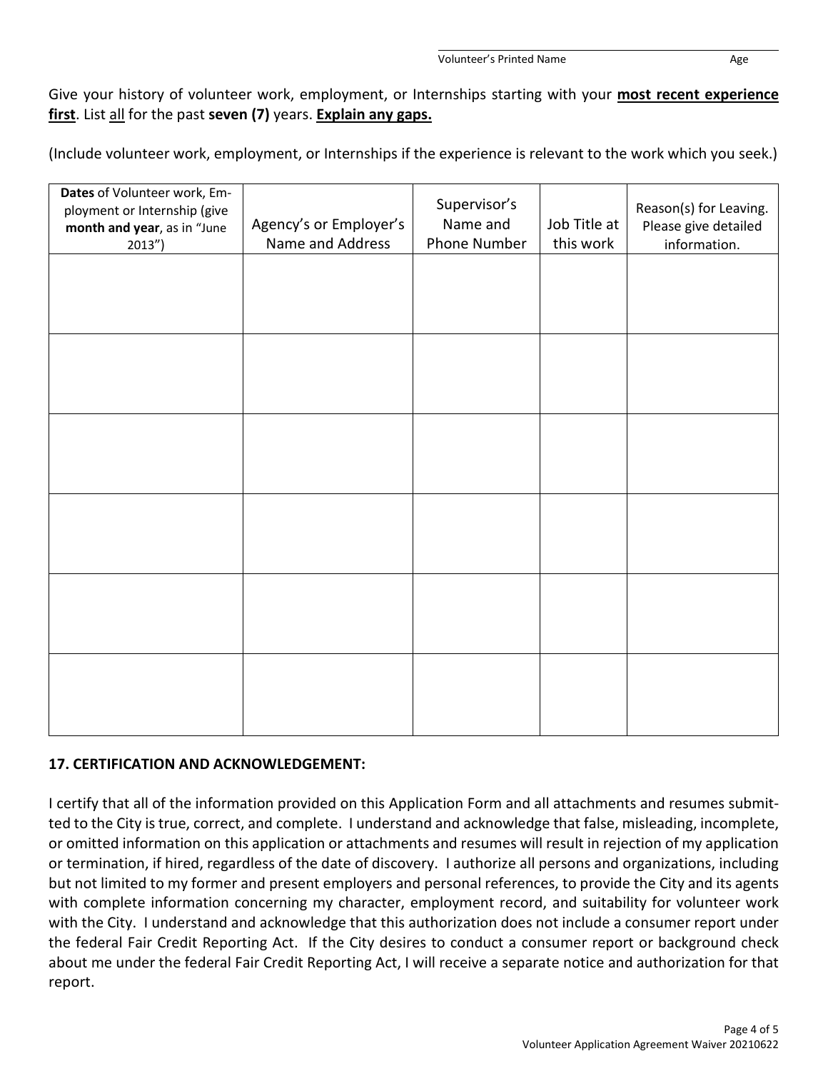Volunteer's Printed Name Age

Give your history of volunteer work, employment, or Internships starting with your **most recent experience first**. List all for the past **seven (7)** years. **Explain any gaps.**

(Include volunteer work, employment, or Internships if the experience is relevant to the work which you seek.)

| **Dates** of Volunteer work, Employment or Internship (give **month and year**, as in "June 2013") | Agency's or Employer's Name and Address | Supervisor's Name and Phone Number | Job Title at this work | Reason(s) for Leaving. Please give detailed information. |
|---|---|---|---|---|
| | | | | |
| | | | | |
| | | | | |
| | | | | |
| | | | | |
| | | | | |

**17. CERTIFICATION AND ACKNOWLEDGEMENT:**

I certify that all of the information provided on this Application Form and all attachments and resumes submitted to the City is true, correct, and complete. I understand and acknowledge that false, misleading, incomplete, or omitted information on this application or attachments and resumes will result in rejection of my application or termination, if hired, regardless of the date of discovery. I authorize all persons and organizations, including but not limited to my former and present employers and personal references, to provide the City and its agents with complete information concerning my character, employment record, and suitability for volunteer work with the City. I understand and acknowledge that this authorization does not include a consumer report under the federal Fair Credit Reporting Act. If the City desires to conduct a consumer report or background check about me under the federal Fair Credit Reporting Act, I will receive a separate notice and authorization for that report.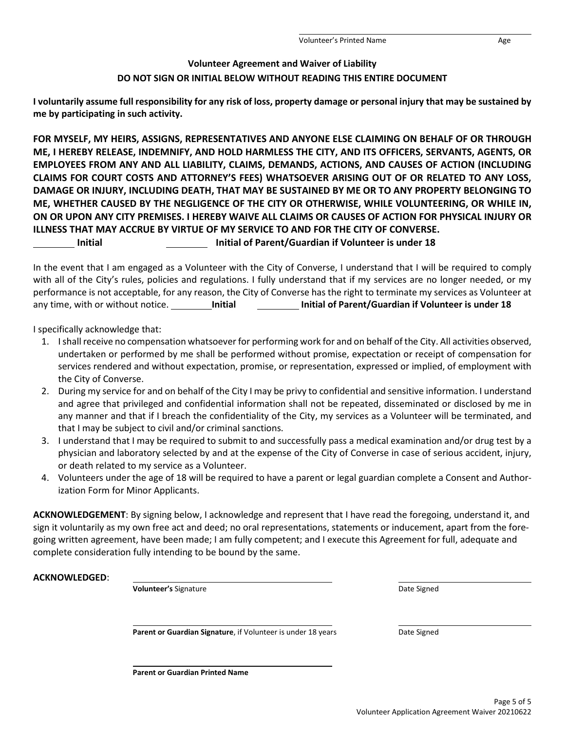Volunteer's Printed Name ______________________ Age ______

## Volunteer Agreement and Waiver of Liability

**DO NOT SIGN OR INITIAL BELOW WITHOUT READING THIS ENTIRE DOCUMENT**

**I voluntarily assume full responsibility for any risk of loss, property damage or personal injury that may be sustained by me by participating in such activity.**

**FOR MYSELF, MY HEIRS, ASSIGNS, REPRESENTATIVES AND ANYONE ELSE CLAIMING ON BEHALF OF OR THROUGH ME, I HEREBY RELEASE, INDEMNIFY, AND HOLD HARMLESS THE CITY, AND ITS OFFICERS, SERVANTS, AGENTS, OR EMPLOYEES FROM ANY AND ALL LIABILITY, CLAIMS, DEMANDS, ACTIONS, AND CAUSES OF ACTION (INCLUDING CLAIMS FOR COURT COSTS AND ATTORNEY'S FEES) WHATSOEVER ARISING OUT OF OR RELATED TO ANY LOSS, DAMAGE OR INJURY, INCLUDING DEATH, THAT MAY BE SUSTAINED BY ME OR TO ANY PROPERTY BELONGING TO ME, WHETHER CAUSED BY THE NEGLIGENCE OF THE CITY OR OTHERWISE, WHILE VOLUNTEERING, OR WHILE IN, ON OR UPON ANY CITY PREMISES. I HEREBY WAIVE ALL CLAIMS OR CAUSES OF ACTION FOR PHYSICAL INJURY OR ILLNESS THAT MAY ACCRUE BY VIRTUE OF MY SERVICE TO AND FOR THE CITY OF CONVERSE.**

________ **Initial** ________ **Initial of Parent/Guardian if Volunteer is under 18**

In the event that I am engaged as a Volunteer with the City of Converse, I understand that I will be required to comply with all of the City's rules, policies and regulations. I fully understand that if my services are no longer needed, or my performance is not acceptable, for any reason, the City of Converse has the right to terminate my services as Volunteer at any time, with or without notice. ________**Initial** ________ **Initial of Parent/Guardian if Volunteer is under 18**

I specifically acknowledge that:

1. I shall receive no compensation whatsoever for performing work for and on behalf of the City. All activities observed, undertaken or performed by me shall be performed without promise, expectation or receipt of compensation for services rendered and without expectation, promise, or representation, expressed or implied, of employment with the City of Converse.
2. During my service for and on behalf of the City I may be privy to confidential and sensitive information. I understand and agree that privileged and confidential information shall not be repeated, disseminated or disclosed by me in any manner and that if I breach the confidentiality of the City, my services as a Volunteer will be terminated, and that I may be subject to civil and/or criminal sanctions.
3. I understand that I may be required to submit to and successfully pass a medical examination and/or drug test by a physician and laboratory selected by and at the expense of the City of Converse in case of serious accident, injury, or death related to my service as a Volunteer.
4. Volunteers under the age of 18 will be required to have a parent or legal guardian complete a Consent and Authorization Form for Minor Applicants.

**ACKNOWLEDGEMENT**: By signing below, I acknowledge and represent that I have read the foregoing, understand it, and sign it voluntarily as my own free act and deed; no oral representations, statements or inducement, apart from the foregoing written agreement, have been made; I am fully competent; and I execute this Agreement for full, adequate and complete consideration fully intending to be bound by the same.

**ACKNOWLEDGED**:

______________________________ ______________________
**Volunteer's** Signature Date Signed

______________________________ ______________________
**Parent or Guardian Signature**, if Volunteer is under 18 years Date Signed

______________________________
**Parent or Guardian Printed Name**

Volunteer Application Agreement Waiver 20210622